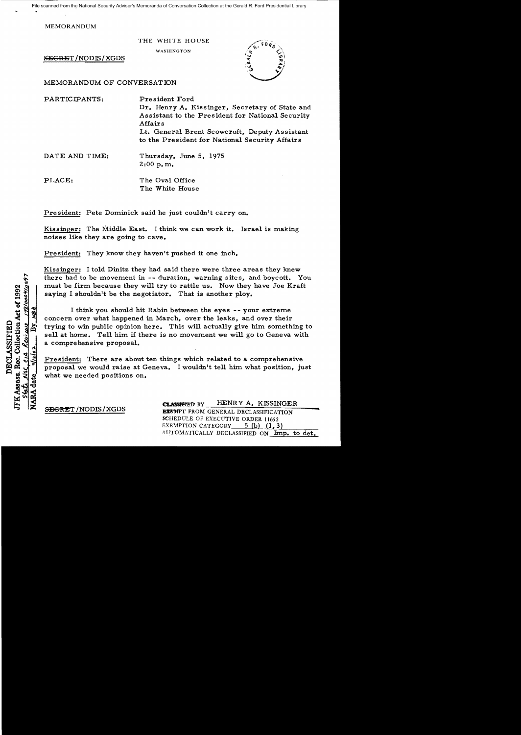File scanned from the National Security Adviser's Memoranda of Conversation Collection at the Gerald R. Ford Presidential Library

MEMORANDUM

THE WHITE HOUSE

WASHINGTON

~~SECRET~~/NODIS/XGDS

MEMORANDUM OF CONVERSATION

PARTICIPANTS: President Ford
Dr. Henry A. Kissinger, Secretary of State and Assistant to the President for National Security Affairs
Lt. General Brent Scowcroft, Deputy Assistant to the President for National Security Affairs

DATE AND TIME: Thursday, June 5, 1975
2:00 p.m.

PLACE: The Oval Office
The White House

President: Pete Dominick said he just couldn't carry on.

Kissinger: The Middle East. I think we can work it. Israel is making noises like they are going to cave.

President: They know they haven't pushed it one inch.

Kissinger: I told Dinitz they had said there were three areas they knew there had to be movement in -- duration, warning sites, and boycott. You must be firm because they will try to rattle us. Now they have Joe Kraft saying I shouldn't be the negotiator. That is another ploy.

I think you should hit Rabin between the eyes -- your extreme concern over what happened in March, over the leaks, and over their trying to win public opinion here. This will actually give him something to sell at home. Tell him if there is no movement we will go to Geneva with a comprehensive proposal.

President: There are about ten things which related to a comprehensive proposal we would raise at Geneva. I wouldn't tell him what position, just what we needed positions on.

DECLASSIFIED
JFK Assass. Rec. Collection Act of 1992
State, NSC, CIA Reviews 178/0004/0297
NARA date 4/12/02 By KBH

~~SECRET~~/NODIS/XGDS

CLASSIFIED BY HENRY A. KISSINGER
EXEMPT FROM GENERAL DECLASSIFICATION
SCHEDULE OF EXECUTIVE ORDER 11652
EXEMPTION CATEGORY 5 (b) (1, 3)
AUTOMATICALLY DECLASSIFIED ON Imp. to det.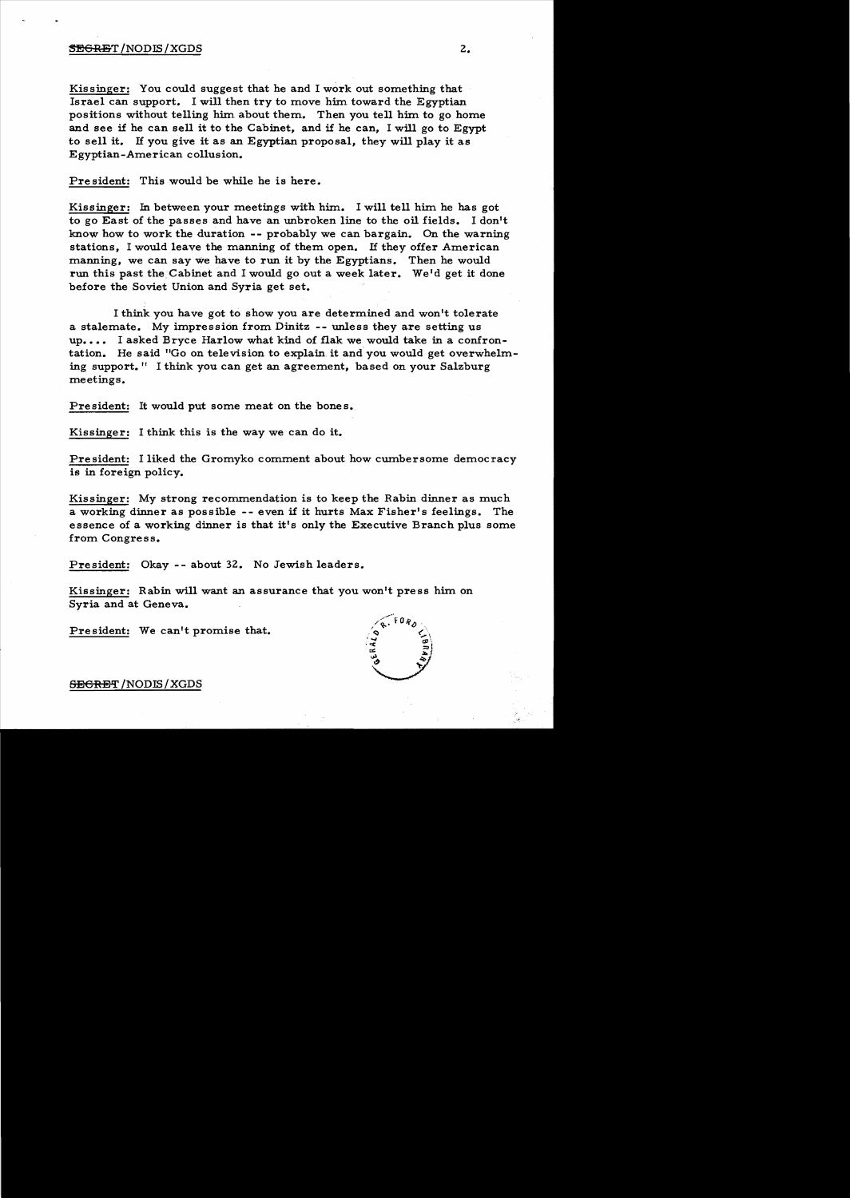Kissinger: You could suggest that he and I work out something that Israel can support. I will then try to move him toward the Egyptian positions without telling him about them. Then you tell him to go home and see if he can sell it to the Cabinet, and if he can, I will go to Egypt to sell it. If you give it as an Egyptian proposal, they will play it as Egyptian-American collusion.

President: This would be while he is here.

Kissinger: In between your meetings with him. I will tell him he has got to go East of the passes and have an unbroken line to the oil fields. I don't know how to work the duration -- probably we can bargain. On the warning stations, I would leave the manning of them open. If they offer American manning, we can say we have to run it by the Egyptians. Then he would run this past the Cabinet and I would go out a week later. We'd get it done before the Soviet Union and Syria get set.

I think you have got to show you are determined and won't tolerate a stalemate. My impression from Dinitz -- unless they are setting us up.... I asked Bryce Harlow what kind of flak we would take in a confrontation. He said "Go on television to explain it and you would get overwhelming support." I think you can get an agreement, based on your Salzburg meetings.

President: It would put some meat on the bones.

Kissinger: I think this is the way we can do it.

President: I liked the Gromyko comment about how cumbersome democracy is in foreign policy.

Kissinger: My strong recommendation is to keep the Rabin dinner as much a working dinner as possible -- even if it hurts Max Fisher's feelings. The essence of a working dinner is that it's only the Executive Branch plus some from Congress.

President: Okay -- about 32. No Jewish leaders.

Kissinger: Rabin will want an assurance that you won't press him on Syria and at Geneva.

President: We can't promise that.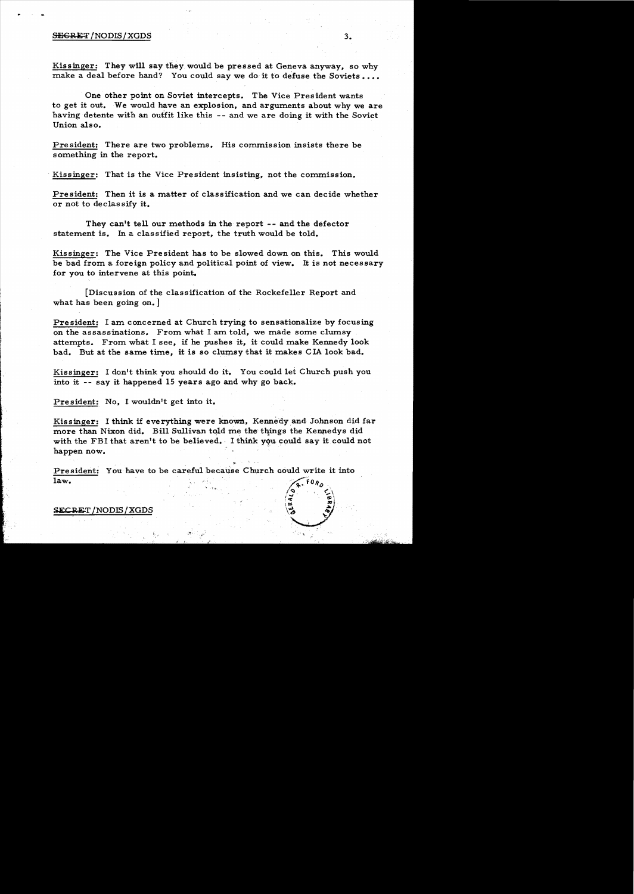Kissinger: They will say they would be pressed at Geneva anyway, so why make a deal before hand? You could say we do it to defuse the Soviets....

One other point on Soviet intercepts. The Vice President wants to get it out. We would have an explosion, and arguments about why we are having detente with an outfit like this -- and we are doing it with the Soviet Union also.

President: There are two problems. His commission insists there be something in the report.

Kissinger: That is the Vice President insisting, not the commission.

President: Then it is a matter of classification and we can decide whether or not to declassify it.

They can't tell our methods in the report -- and the defector statement is. In a classified report, the truth would be told.

Kissinger: The Vice President has to be slowed down on this. This would be bad from a foreign policy and political point of view. It is not necessary for you to intervene at this point.

[Discussion of the classification of the Rockefeller Report and what has been going on.]

President: I am concerned at Church trying to sensationalize by focusing on the assassinations. From what I am told, we made some clumsy attempts. From what I see, if he pushes it, it could make Kennedy look bad. But at the same time, it is so clumsy that it makes CIA look bad.

Kissinger: I don't think you should do it. You could let Church push you into it -- say it happened 15 years ago and why go back.

President: No, I wouldn't get into it.

Kissinger: I think if everything were known, Kennedy and Johnson did far more than Nixon did. Bill Sullivan told me the things the Kennedys did with the FBI that aren't to be believed. I think you could say it could not happen now.

President: You have to be careful because Church could write it into law.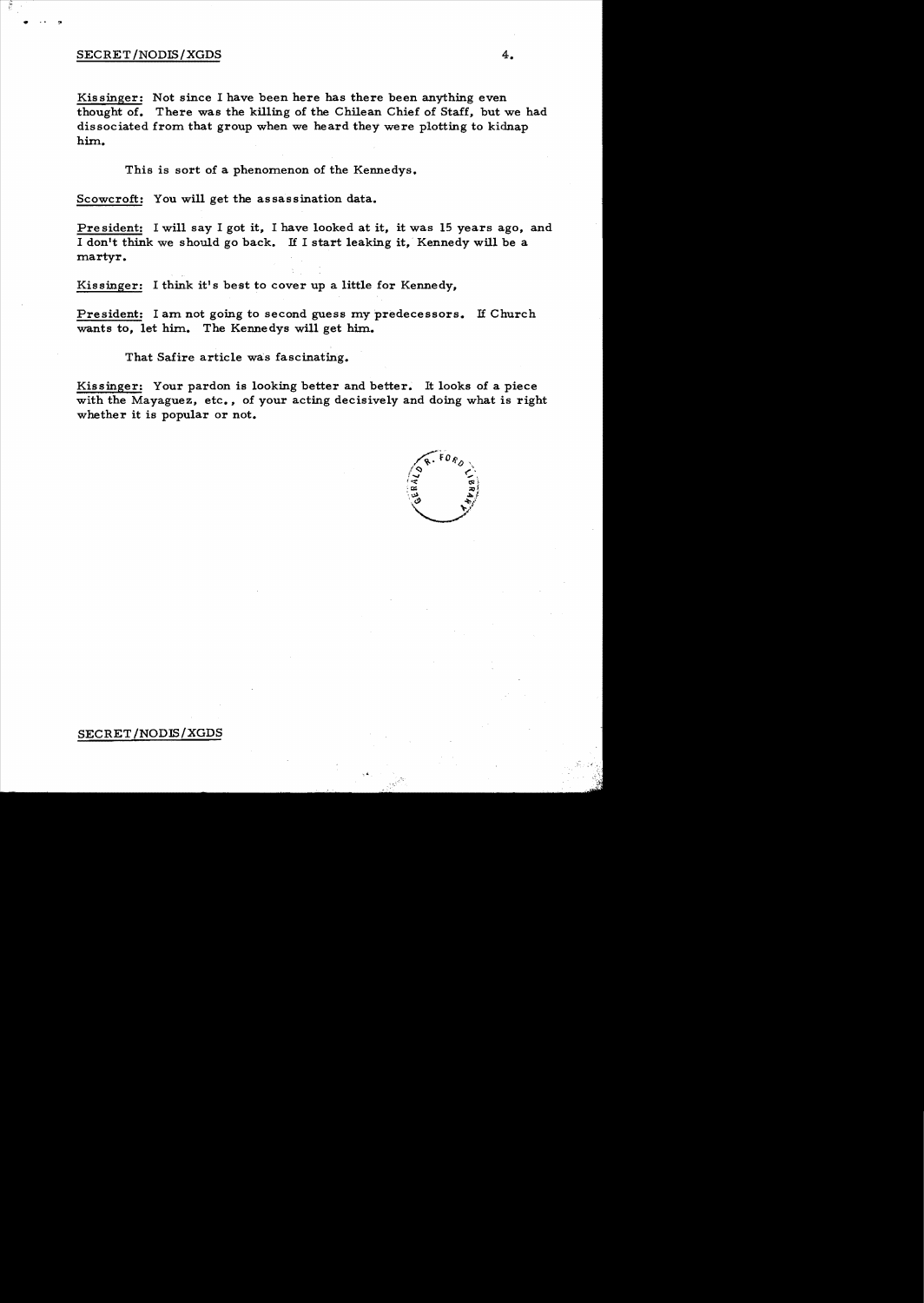SECRET/NODIS/XGDS

Kissinger: Not since I have been here has there been anything even thought of. There was the killing of the Chilean Chief of Staff, but we had dissociated from that group when we heard they were plotting to kidnap him.

This is sort of a phenomenon of the Kennedys.

Scowcroft: You will get the assassination data.

President: I will say I got it, I have looked at it, it was 15 years ago, and I don't think we should go back. If I start leaking it, Kennedy will be a martyr.

Kissinger: I think it's best to cover up a little for Kennedy,

President: I am not going to second guess my predecessors. If Church wants to, let him. The Kennedys will get him.

That Safire article was fascinating.

Kissinger: Your pardon is looking better and better. It looks of a piece with the Mayaguez, etc., of your acting decisively and doing what is right whether it is popular or not.

SECRET/NODIS/XGDS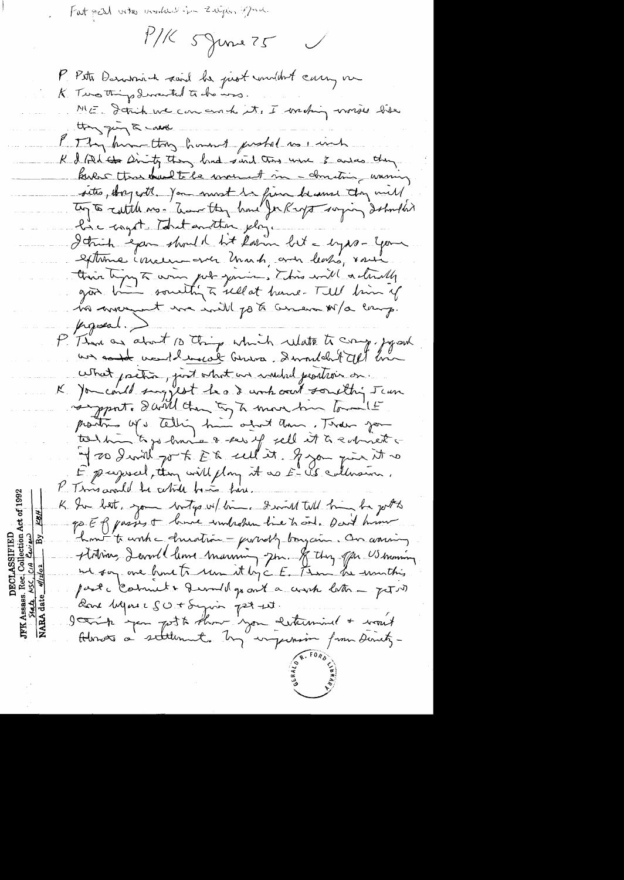Fat stuff note mentioned in Zalzan tape.

P/K 5 June 75 ✓

P Pete Dominick said he just couldn't carry on

K Two things I wanted to do was.

ME. I think we can crack it. I working worse like they going to war.

P They know they haven't pushed us, which

K I told Dinitz they had said there were 3 areas they knew they had to be movement in – demarcation, warning sites, boycott. You must be firm because they will try to nibble us – Then they have Jon Kipp saying I shouldn't be caught. That another ploy.

I think you should hit Rabin but a bypass – your extreme concern over March, our leaks, & even their trying to win public opinion. This will actually give him something to sell at home – Tell him if no movement we will go to Geneva w/a comp. proposal.)

P There are about 10 things which relate to comp. proposal we would need to Geneva. I wouldn't tell him what position, just what we would need positions on.

K You could suggest he & I work out something I can support. I will then try to move him toward E positions by telling him about them. Then you tell him to go home & see if sell it to cabinet & if so I will go to E & sell it. If you give it as E proposal, they will play it as E-US collusion.

P This would be which time lim.

K In last, your meetings w/ him. I will tell him he got to go E if passes & have undertaken line to end. Don't know how to work duration – probably bargain. On warning stations, I would have manning gen. If they offer US manning we say we have to run it by E. Then he mentions past Cabinet & I would go out a week later – got to leave before SO + Syrian get set.

I think you got to show you determined & won't tolerate a settlement. My impression from Dinitz –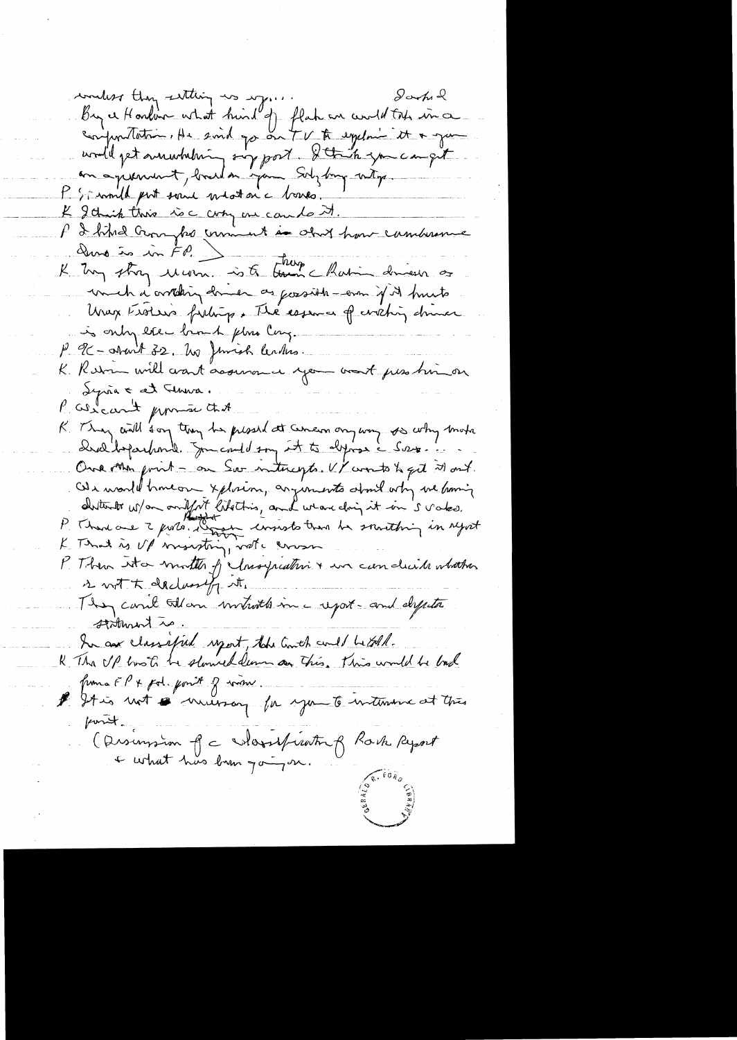unless they settling us up.... Israel

Bg & Harlow what kind of flak we could take in a confrontation. He said go on TV to explain it & you would get overwhelming support. I think you can get an agreement, based on your Salzburg mtgs.

P I would put some meat on the bones.

K I think this is the way we can do it.

P I hired Greenspan's comment in about how cumbersome Ams is in FP.

K My strong view is to keep the Rabin dinner as much a working dinner as possible — even if it hurts Max Fisher's feelings. The essence of working dinner is only exec branch plus Cong.

P 90 - about 32. No Jewish leaders.

K Rabin will want assurance you won't press him on Syria & at Geneva.

P We can't promise that.

K They will say they be pressed at Geneva anyway so why make deal beforehand. You could say it to dispose the Sov.... One other point - on Sov intercepts. VP wants to get it out. We would have an explosion, arguments about why we having detente w/ an outfit like this, and we are doing it in 5 votes.

P There are 2 parts. [illegible] insists there be something in report

K That is VP insisting, not the comm.

P Then it's a matter of classification & we can decide whether or not to declassify it.

They can't tell our intents in a report - and dispute statement is.

In an classified report, the truth could be told.

K The VP has to be slowed down on this. This would be bad from a FP & pol. point of view.

P It is not necessary for you to intervene at this point.

(Discussion of a classification of Rock Report & what has been going on.)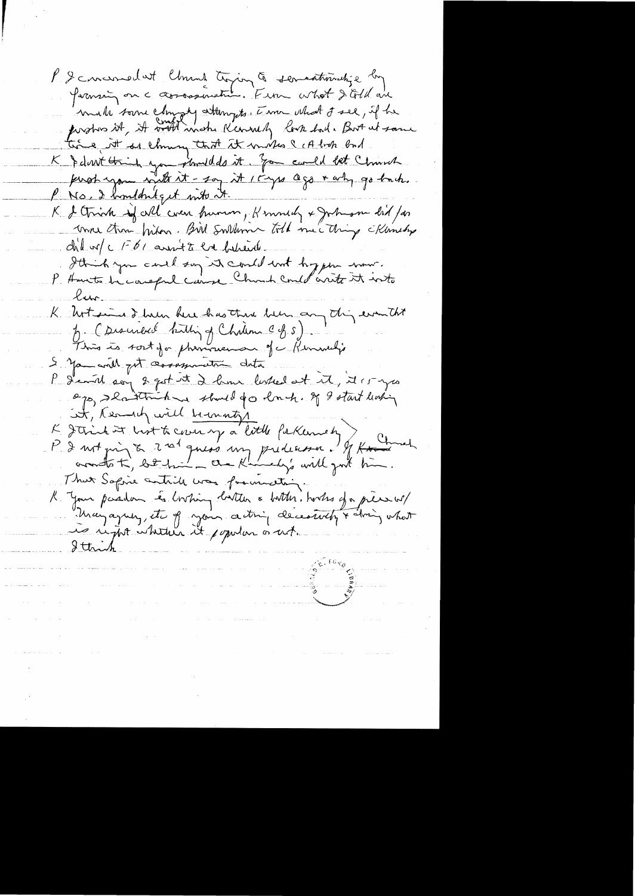P I am concerned at Church trying to sensationalize by focusing on c assassination. From what I told we made some clumsy attempts. From what I see, if he pushes it, it could make Kennedy look bad. But at same time, it so clumsy that it makes CIA look bad.

K I don't think you should do it. You could let Church push you with it - say it 15 yrs ago + why go back.

P No, I wouldn't get into it.

K I think of all cover humor, Kennedy + Johnson did far more than Nixon. Bill Sullivan told me c thing c Kennedys did w/ c FBI aren't to be believed.

I think you could say it could not happen now.

P Have to be careful cause Church could write it into law.

K Not since I have been here has there been any thing even that —. (Discussed killing of Chilean C of S). This is sort of phenomenon of c Kennedys.

S You will get assassination data

P I will say I got it & have looked at it, it's 15 yrs ago, I don't think we should go back. If I start leaking it, Kennedy will be nasty.

K I think it best to cover up a little for Kennedy.

P I not going to 2nd guess my predecessor. If Church wants to, let him — the Kennedy's will get him.

That Safire article was fascinating.

K Your position is looking better + better. Looks of a piece w/ Mayaguez, etc. of you acting decisively + doing what is right whether it popular or not.

I think